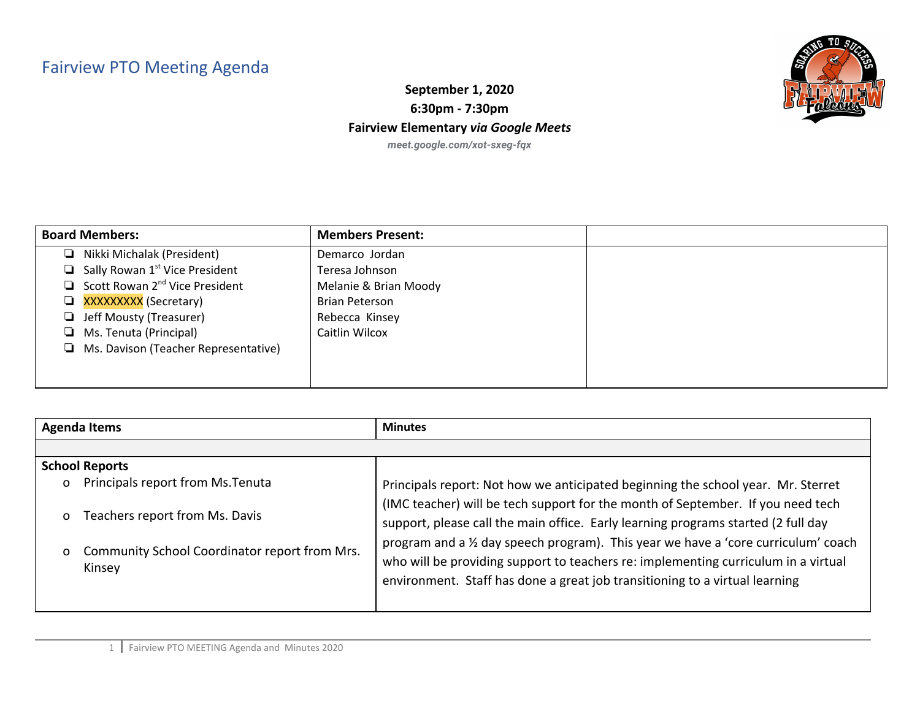# Fairview PTO Meeting Agenda

**September 1, 2020**
**6:30pm - 7:30pm**
**Fairview Elementary *via Google Meets***
***meet.google.com/xot-sxeg-fqx***

| **Board Members:** | **Members Present:** | |
|---|---|---|
| ❑ Nikki Michalak (President)<br>❑ Sally Rowan 1st Vice President<br>❑ Scott Rowan 2nd Vice President<br>❑ XXXXXXXXX (Secretary)<br>❑ Jeff Mousty (Treasurer)<br>❑ Ms. Tenuta (Principal)<br>❑ Ms. Davison (Teacher Representative) | Demarco Jordan<br>Teresa Johnson<br>Melanie & Brian Moody<br>Brian Peterson<br>Rebecca Kinsey<br>Caitlin Wilcox | |

| **Agenda Items** | **Minutes** |
|---|---|
| | |
| **School Reports**<br>o Principals report from Ms.Tenuta<br>o Teachers report from Ms. Davis<br>o Community School Coordinator report from Mrs. Kinsey | Principals report: Not how we anticipated beginning the school year. Mr. Sterret (IMC teacher) will be tech support for the month of September. If you need tech support, please call the main office. Early learning programs started (2 full day program and a ½ day speech program). This year we have a 'core curriculum' coach who will be providing support to teachers re: implementing curriculum in a virtual environment. Staff has done a great job transitioning to a virtual learning |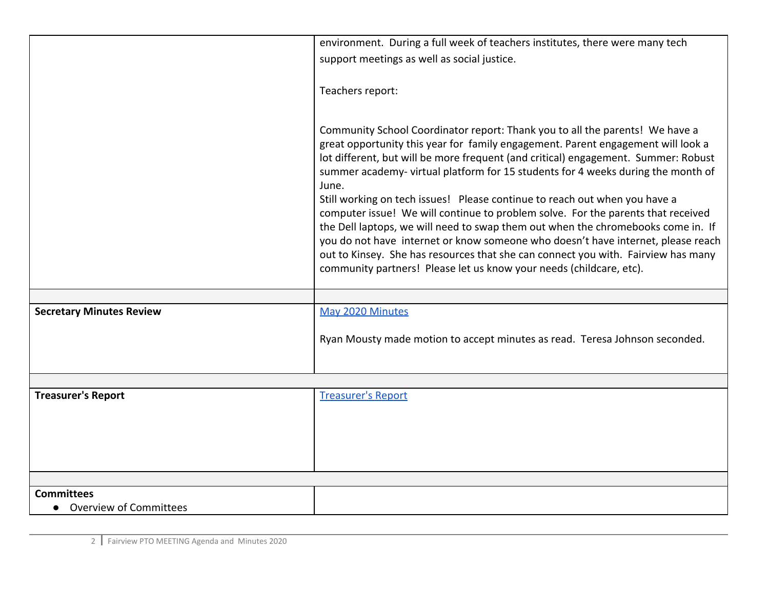| | |
|---|---|
| | environment. During a full week of teachers institutes, there were many tech support meetings as well as social justice.<br><br>Teachers report:<br><br>Community School Coordinator report: Thank you to all the parents! We have a great opportunity this year for family engagement. Parent engagement will look a lot different, but will be more frequent (and critical) engagement. Summer: Robust summer academy- virtual platform for 15 students for 4 weeks during the month of June.<br>Still working on tech issues! Please continue to reach out when you have a computer issue! We will continue to problem solve. For the parents that received the Dell laptops, we will need to swap them out when the chromebooks come in. If you do not have internet or know someone who doesn't have internet, please reach out to Kinsey. She has resources that she can connect you with. Fairview has many community partners! Please let us know your needs (childcare, etc). |
| | |
| **Secretary Minutes Review** | May 2020 Minutes<br><br>Ryan Mousty made motion to accept minutes as read. Teresa Johnson seconded. |
| | |
| **Treasurer's Report** | Treasurer's Report |
| | |
| **Committees**<br>• Overview of Committees | |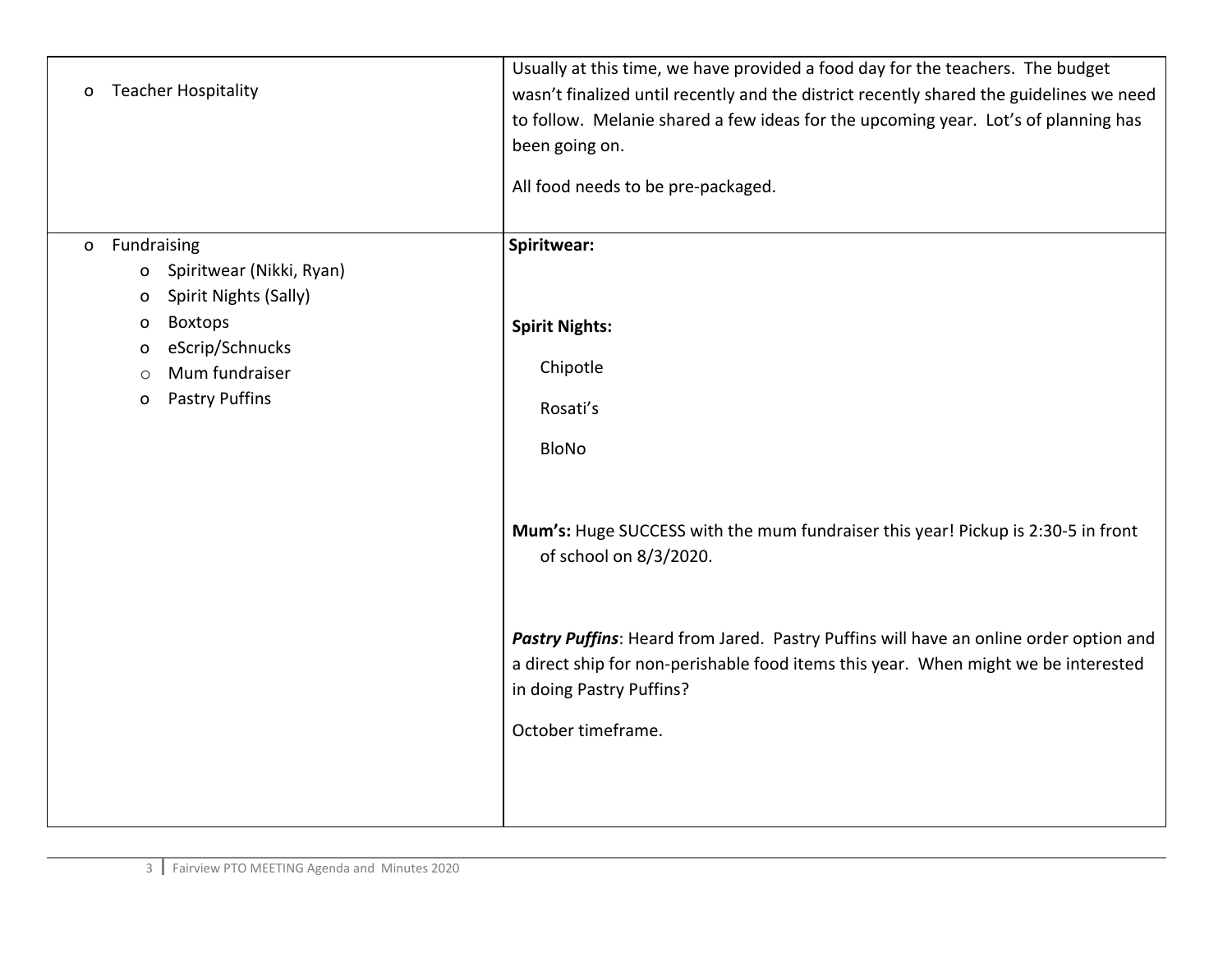| | |
|---|---|
| o Teacher Hospitality | Usually at this time, we have provided a food day for the teachers. The budget wasn't finalized until recently and the district recently shared the guidelines we need to follow. Melanie shared a few ideas for the upcoming year. Lot's of planning has been going on.<br><br>All food needs to be pre-packaged. |
| o Fundraising<br>  o Spiritwear (Nikki, Ryan)<br>  o Spirit Nights (Sally)<br>  o Boxtops<br>  o eScrip/Schnucks<br>  o Mum fundraiser<br>  o Pastry Puffins | **Spiritwear:**<br><br>**Spirit Nights:**<br>Chipotle<br>Rosati's<br>BloNo<br><br>**Mum's:** Huge SUCCESS with the mum fundraiser this year! Pickup is 2:30-5 in front of school on 8/3/2020.<br><br>***Pastry Puffins***: Heard from Jared. Pastry Puffins will have an online order option and a direct ship for non-perishable food items this year. When might we be interested in doing Pastry Puffins?<br><br>October timeframe. |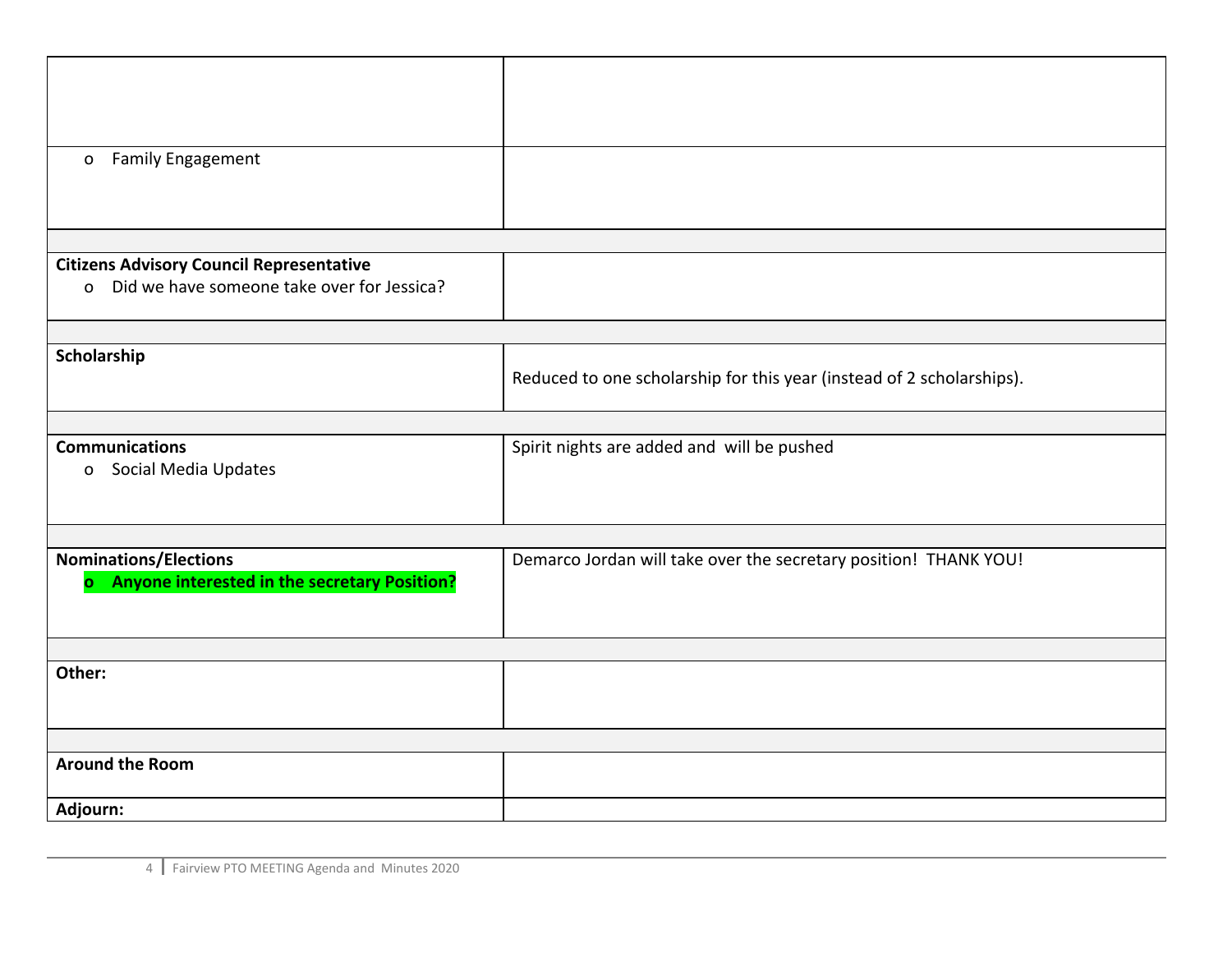| | |
|---|---|
| | |
| o Family Engagement | |
| | |
| **Citizens Advisory Council Representative**<br>o Did we have someone take over for Jessica? | |
| | |
| **Scholarship** | Reduced to one scholarship for this year (instead of 2 scholarships). |
| | |
| **Communications**<br>o Social Media Updates | Spirit nights are added and will be pushed |
| | |
| **Nominations/Elections**<br>**o Anyone interested in the secretary Position?** | Demarco Jordan will take over the secretary position! THANK YOU! |
| | |
| **Other:** | |
| | |
| **Around the Room** | |
| **Adjourn:** | |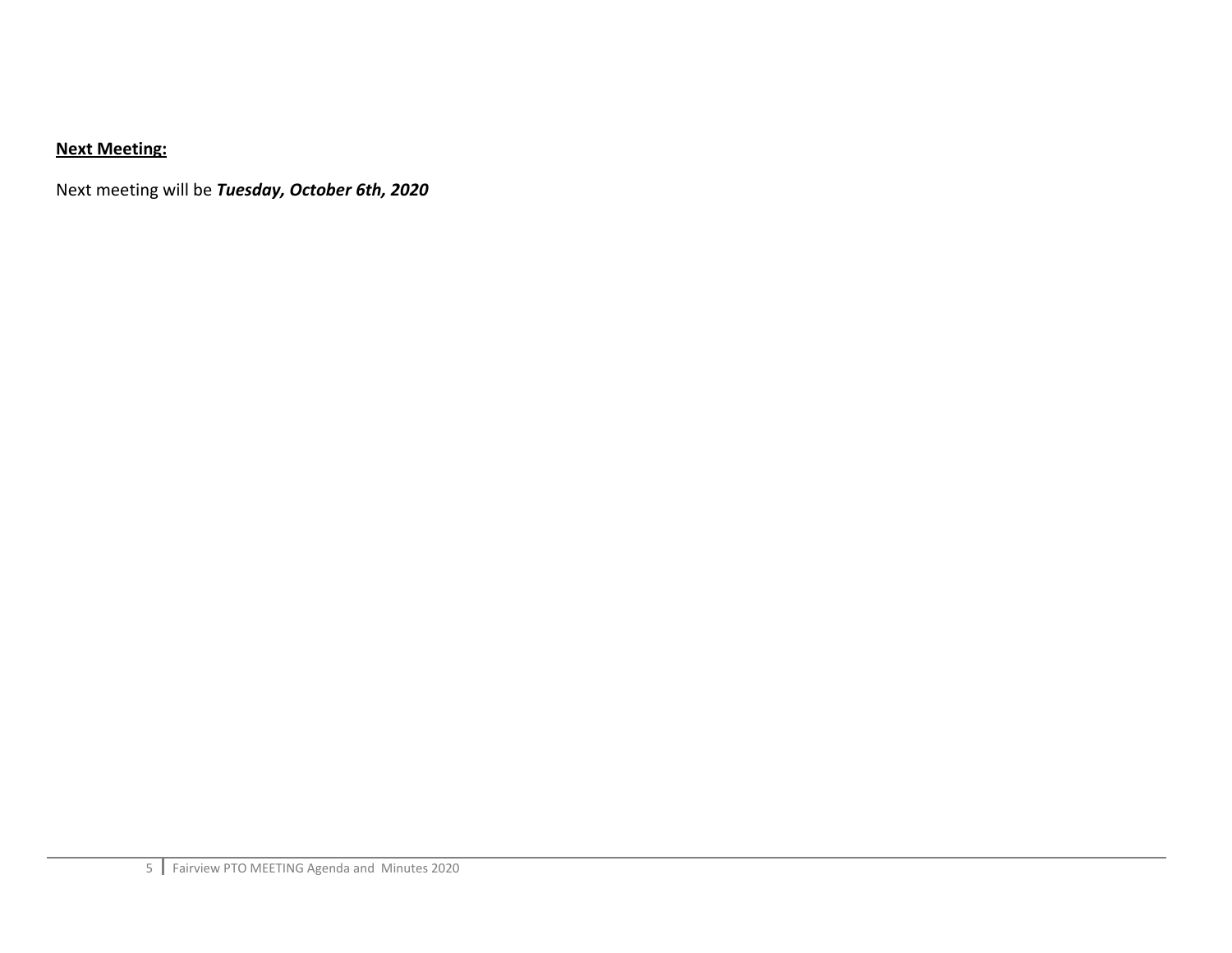**Next Meeting:**

Next meeting will be ***Tuesday, October 6th, 2020***